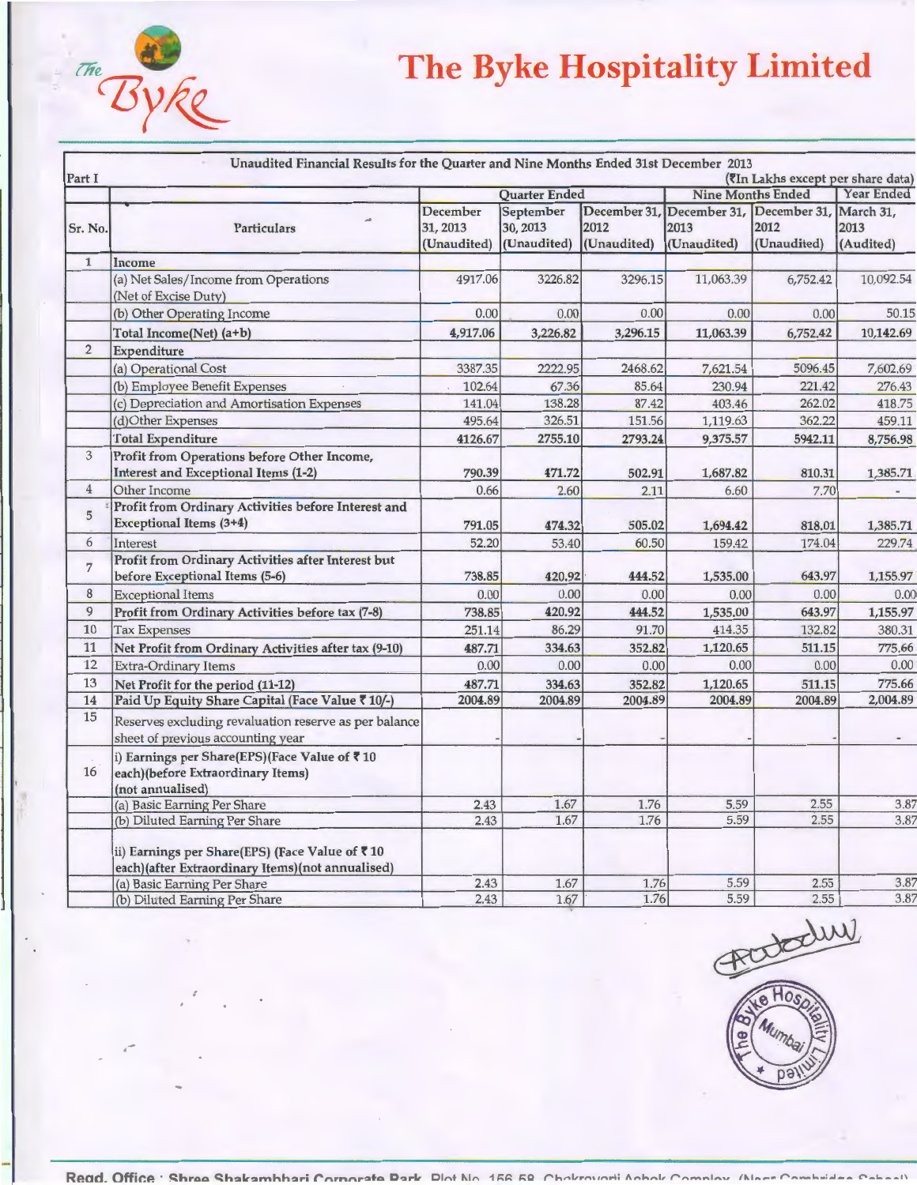# The Byke Hospitality Limited

Unaudited Financial Results for the Quarter and Nine Months Ended 31st December 2013

Part I

(₹In Lakhs except per share data)

| Sr. No. | Particulars | Quarter Ended | | | Nine Months Ended | | Year Ended |
|---|---|---|---|---|---|---|---|
| | | December 31, 2013 (Unaudited) | September 30, 2013 (Unaudited) | December 31, 2012 (Unaudited) | December 31, 2013 (Unaudited) | December 31, 2012 (Unaudited) | March 31, 2013 (Audited) |
| 1 | Income | | | | | | |
| | (a) Net Sales/Income from Operations (Net of Excise Duty) | 4917.06 | 3226.82 | 3296.15 | 11,063.39 | 6,752.42 | 10,092.54 |
| | (b) Other Operating Income | 0.00 | 0.00 | 0.00 | 0.00 | 0.00 | 50.15 |
| | Total Income(Net) (a+b) | 4,917.06 | 3,226.82 | 3,296.15 | 11,063.39 | 6,752.42 | 10,142.69 |
| 2 | Expenditure | | | | | | |
| | (a) Operational Cost | 3387.35 | 2222.95 | 2468.62 | 7,621.54 | 5096.45 | 7,602.69 |
| | (b) Employee Benefit Expenses | 102.64 | 67.36 | 85.64 | 230.94 | 221.42 | 276.43 |
| | (c) Depreciation and Amortisation Expenses | 141.04 | 138.28 | 87.42 | 403.46 | 262.02 | 418.75 |
| | (d)Other Expenses | 495.64 | 326.51 | 151.56 | 1,119.63 | 362.22 | 459.11 |
| | Total Expenditure | 4126.67 | 2755.10 | 2793.24 | 9,375.57 | 5942.11 | 8,756.98 |
| 3 | Profit from Operations before Other Income, Interest and Exceptional Items (1-2) | 790.39 | 471.72 | 502.91 | 1,687.82 | 810.31 | 1,385.71 |
| 4 | Other Income | 0.66 | 2.60 | 2.11 | 6.60 | 7.70 | - |
| 5 | Profit from Ordinary Activities before Interest and Exceptional Items (3+4) | 791.05 | 474.32 | 505.02 | 1,694.42 | 818.01 | 1,385.71 |
| 6 | Interest | 52.20 | 53.40 | 60.50 | 159.42 | 174.04 | 229.74 |
| 7 | Profit from Ordinary Activities after Interest but before Exceptional Items (5-6) | 738.85 | 420.92 | 444.52 | 1,535.00 | 643.97 | 1,155.97 |
| 8 | Exceptional Items | 0.00 | 0.00 | 0.00 | 0.00 | 0.00 | 0.00 |
| 9 | Profit from Ordinary Activities before tax (7-8) | 738.85 | 420.92 | 444.52 | 1,535.00 | 643.97 | 1,155.97 |
| 10 | Tax Expenses | 251.14 | 86.29 | 91.70 | 414.35 | 132.82 | 380.31 |
| 11 | Net Profit from Ordinary Activities after tax (9-10) | 487.71 | 334.63 | 352.82 | 1,120.65 | 511.15 | 775.66 |
| 12 | Extra-Ordinary Items | 0.00 | 0.00 | 0.00 | 0.00 | 0.00 | 0.00 |
| 13 | Net Profit for the period (11-12) | 487.71 | 334.63 | 352.82 | 1,120.65 | 511.15 | 775.66 |
| 14 | Paid Up Equity Share Capital (Face Value ₹ 10/-) | 2004.89 | 2004.89 | 2004.89 | 2004.89 | 2004.89 | 2,004.89 |
| 15 | Reserves excluding revaluation reserve as per balance sheet of previous accounting year | - | - | - | - | - | - |
| 16 | i) Earnings per Share(EPS)(Face Value of ₹ 10 each)(before Extraordinary Items) (not annualised) | | | | | | |
| | (a) Basic Earning Per Share | 2.43 | 1.67 | 1.76 | 5.59 | 2.55 | 3.87 |
| | (b) Diluted Earning Per Share | 2.43 | 1.67 | 1.76 | 5.59 | 2.55 | 3.87 |
| | ii) Earnings per Share(EPS) (Face Value of ₹ 10 each)(after Extraordinary Items)(not annualised) | | | | | | |
| | (a) Basic Earning Per Share | 2.43 | 1.67 | 1.76 | 5.59 | 2.55 | 3.87 |
| | (b) Diluted Earning Per Share | 2.43 | 1.67 | 1.76 | 5.59 | 2.55 | 3.87 |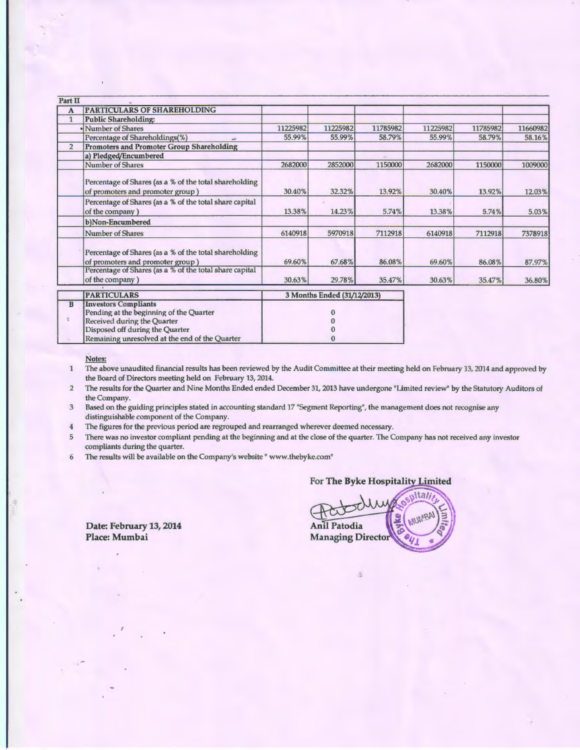**Part II**

| | | | | | | | |
|---|---|---|---|---|---|---|---|
| A | PARTICULARS OF SHAREHOLDING | | | | | | |
| 1 | Public Shareholding: | | | | | | |
| | Number of Shares | 11225982 | 11225982 | 11785982 | 11225982 | 11785982 | 11660982 |
| | Percentage of Shareholdings(%) | 55.99% | 55.99% | 58.79% | 55.99% | 58.79% | 58.16% |
| 2 | Promoters and Promoter Group Shareholding | | | | | | |
| | a) Pledged/Encumbered | | | | | | |
| | Number of Shares | 2682000 | 2852000 | 1150000 | 2682000 | 1150000 | 1009000 |
| | Percentage of Shares (as a % of the total shareholding of promoters and promoter group) | 30.40% | 32.32% | 13.92% | 30.40% | 13.92% | 12.03% |
| | Percentage of Shares (as a % of the total share capital of the company) | 13.38% | 14.23% | 5.74% | 13.38% | 5.74% | 5.03% |
| | b)Non-Encumbered | | | | | | |
| | Number of Shares | 6140918 | 5970918 | 7112918 | 6140918 | 7112918 | 7378918 |
| | Percentage of Shares (as a % of the total shareholding of promoters and promoter group) | 69.60% | 67.68% | 86.08% | 69.60% | 86.08% | 87.97% |
| | Percentage of Shares (as a % of the total share capital of the company) | 30.63% | 29.78% | 35.47% | 30.63% | 35.47% | 36.80% |

| | PARTICULARS | 3 Months Ended (31/12/2013) |
|---|---|---|
| B | Investors Compliants | |
| | Pending at the beginning of the Quarter | 0 |
| | Received during the Quarter | 0 |
| | Disposed off during the Quarter | 0 |
| | Remaining unresolved at the end of the Quarter | 0 |

**Notes:**

1. The above unaudited financial results has been reviewed by the Audit Committee at their meeting held on February 13, 2014 and approved by the Board of Directors meeting held on February 13, 2014.
2. The results for the Quarter and Nine Months Ended ended December 31, 2013 have undergone "Limited review" by the Statutory Auditors of the Company.
3. Based on the guiding principles stated in accounting standard 17 "Segment Reporting", the management does not recognise any distinguishable component of the Company.
4. The figures for the previous period are regrouped and rearranged wherever deemed necessary.
5. There was no investor compliant pending at the beginning and at the close of the quarter. The Company has not received any investor compliants during the quarter.
6. The results will be available on the Company's website " www.thebyke.com"

For **The Byke Hospitality Limited**

**Anil Patodia**
**Managing Director**

**Date: February 13, 2014**
**Place: Mumbai**